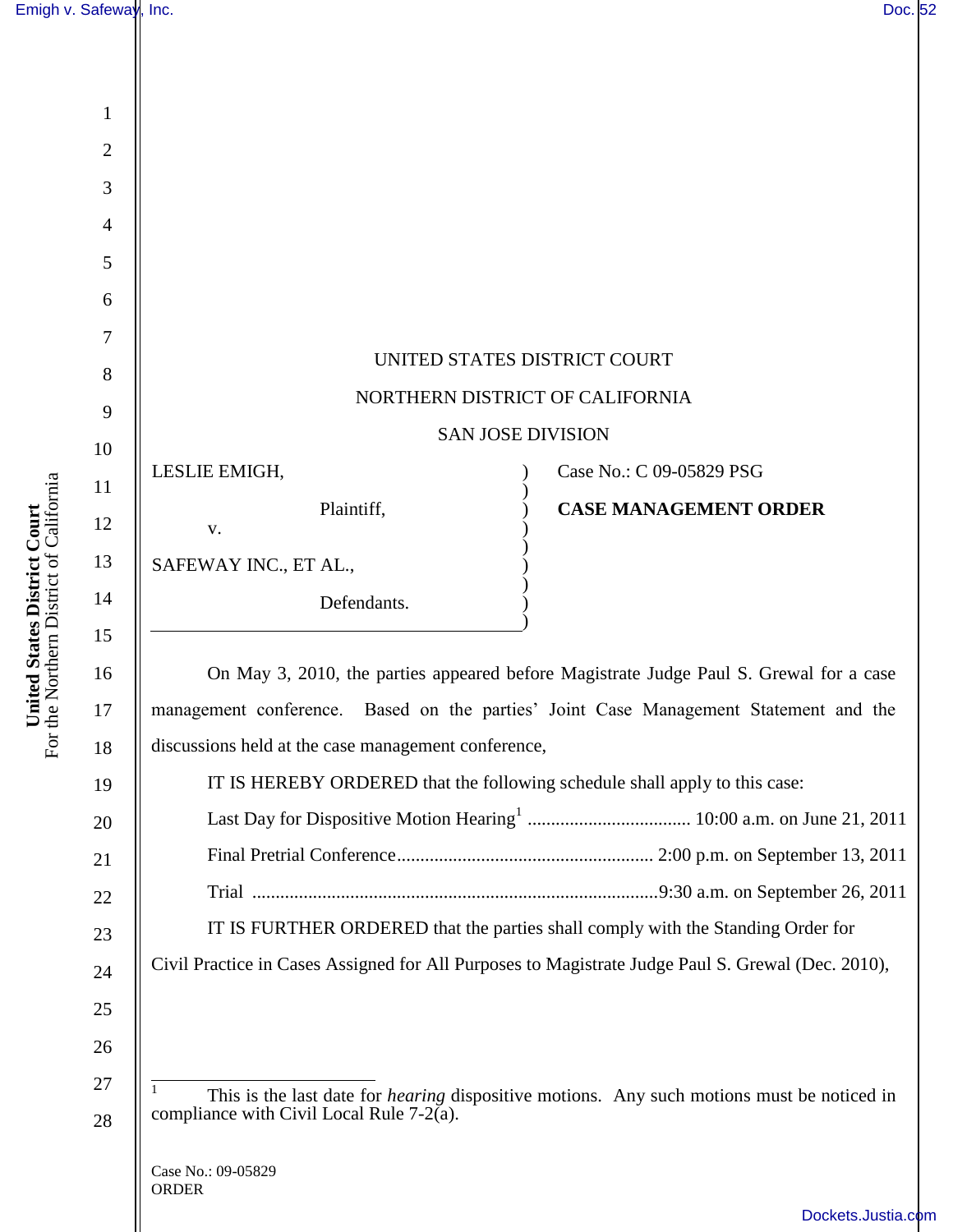UNITED STATES DISTRICT COURT

NORTHERN DISTRICT OF CALIFORNIA

SAN JOSE DIVISION

LESLIE EMIGH,

Plaintiff,

v.

SAFEWAY INC., ET AL.,

Defendants.

Case No.: C 09-05829 PSG

**CASE MANAGEMENT ORDER**

On May 3, 2010, the parties appeared before Magistrate Judge Paul S. Grewal for a case management conference. Based on the parties' Joint Case Management Statement and the discussions held at the case management conference,

IT IS HEREBY ORDERED that the following schedule shall apply to this case:

Last Day for Dispositive Motion Hearing[1] .................................. 10:00 a.m. on June 21, 2011

Final Pretrial Conference...................................................... 2:00 p.m. on September 13, 2011

Trial ......................................................................................9:30 a.m. on September 26, 2011

IT IS FURTHER ORDERED that the parties shall comply with the Standing Order for Civil Practice in Cases Assigned for All Purposes to Magistrate Judge Paul S. Grewal (Dec. 2010),

---

[1] This is the last date for *hearing* dispositive motions. Any such motions must be noticed in compliance with Civil Local Rule 7-2(a).

Case No.: 09-05829
ORDER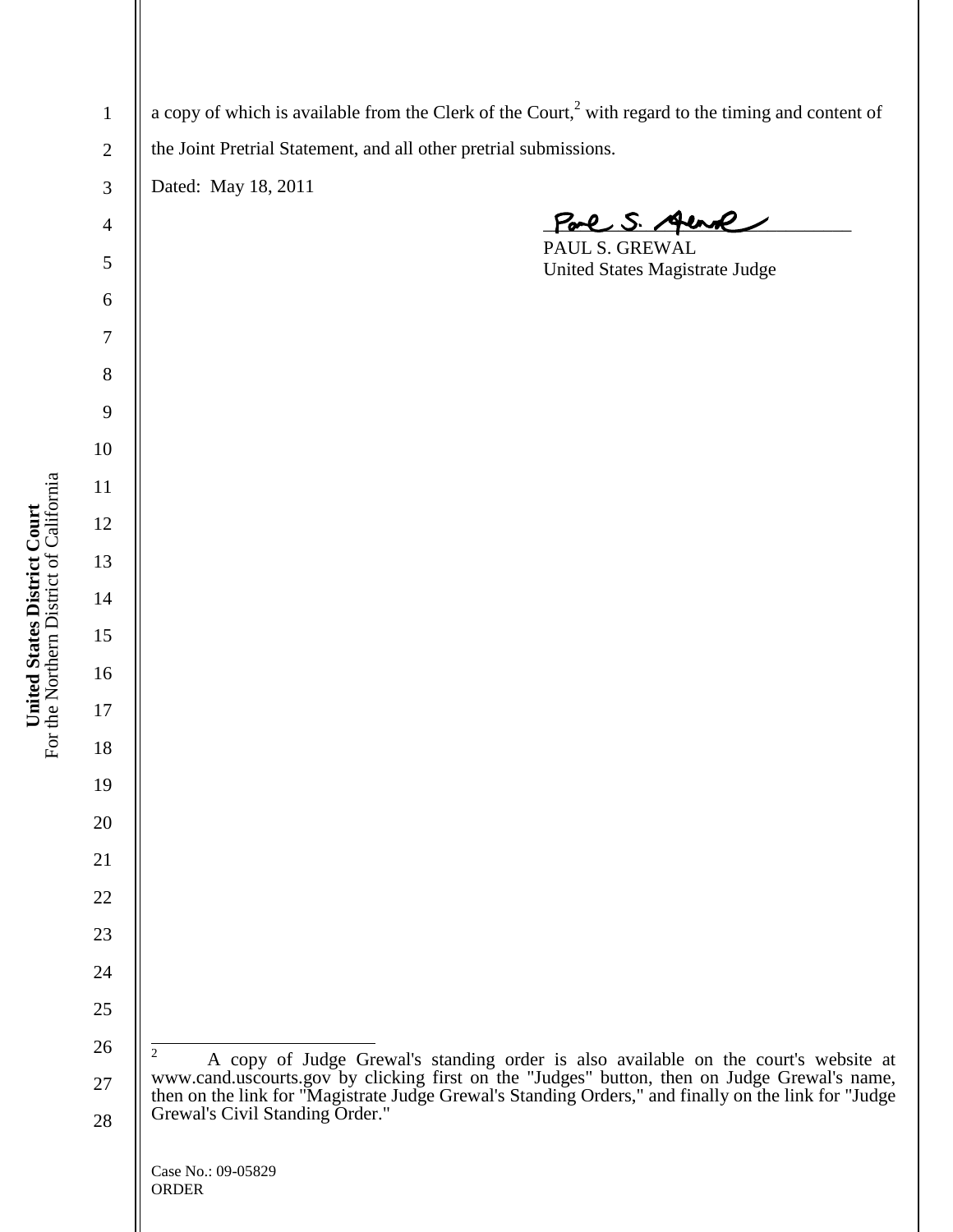a copy of which is available from the Clerk of the Court,[2] with regard to the timing and content of the Joint Pretrial Statement, and all other pretrial submissions.

Dated: May 18, 2011

PAUL S. GREWAL
United States Magistrate Judge

[2] A copy of Judge Grewal's standing order is also available on the court's website at www.cand.uscourts.gov by clicking first on the "Judges" button, then on Judge Grewal's name, then on the link for "Magistrate Judge Grewal's Standing Orders," and finally on the link for "Judge Grewal's Civil Standing Order."

Case No.: 09-05829
ORDER